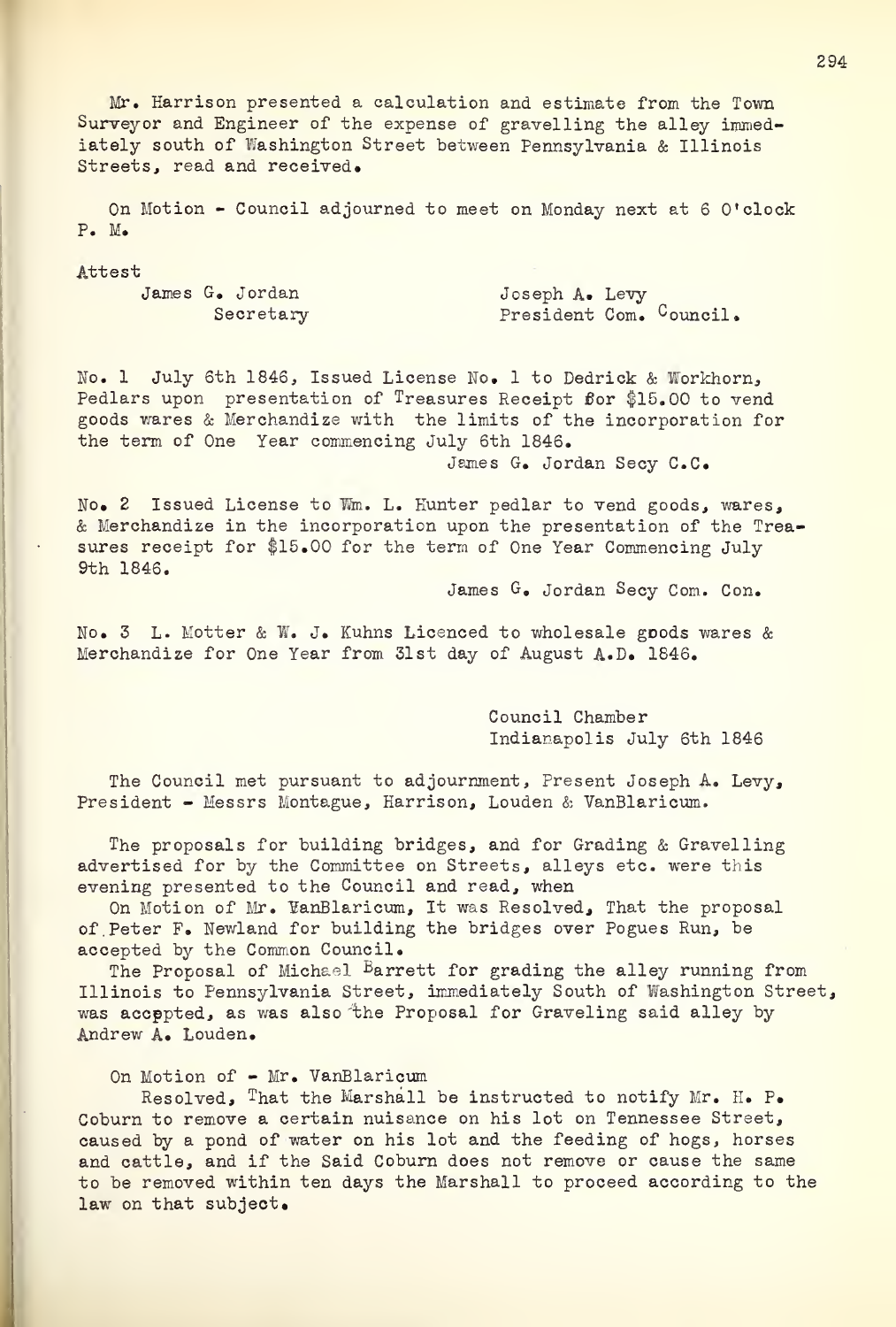Mr. Harrison presented a calculation and estimate from the Town Surveyor and Engineer of the expense of gravelling the alley immediately south of Washington Street between Pennsylvania & Illinois Streets, read and received.

On Motion - Council adjourned to meet on Monday next at 6 O'clock P. M.

Attest

James G. Jordan
Secretary

Joseph A. Levy
President Com. Council.

No. 1 July 6th 1846, Issued License No. 1 to Dedrick & Workhorn, Pedlars upon presentation of Treasures Receipt for $15.00 to vend goods wares & Merchandize with the limits of the incorporation for the term of One Year commencing July 6th 1846.

James G. Jordan Secy C.C.

No. 2 Issued License to Wm. L. Hunter pedlar to vend goods, wares, & Merchandize in the incorporation upon the presentation of the Treasures receipt for $15.00 for the term of One Year Commencing July 9th 1846.

James G. Jordan Secy Com. Con.

No. 3 L. Motter & W. J. Kuhns Licenced to wholesale goods wares & Merchandize for One Year from 31st day of August A.D. 1846.

Council Chamber
Indianapolis July 6th 1846

The Council met pursuant to adjournment, Present Joseph A. Levy, President - Messrs Montague, Harrison, Louden & VanBlaricum.

The proposals for building bridges, and for Grading & Gravelling advertised for by the Committee on Streets, alleys etc. were this evening presented to the Council and read, when

On Motion of Mr. VanBlaricum, It was Resolved, That the proposal of Peter F. Newland for building the bridges over Pogues Run, be accepted by the Common Council.

The Proposal of Michael Barrett for grading the alley running from Illinois to Pennsylvania Street, immediately South of Washington Street, was accepted, as was also the Proposal for Graveling said alley by Andrew A. Louden.

On Motion of - Mr. VanBlaricum

Resolved, That the Marshall be instructed to notify Mr. H. P. Coburn to remove a certain nuisance on his lot on Tennessee Street, caused by a pond of water on his lot and the feeding of hogs, horses and cattle, and if the Said Coburn does not remove or cause the same to be removed within ten days the Marshall to proceed according to the law on that subject.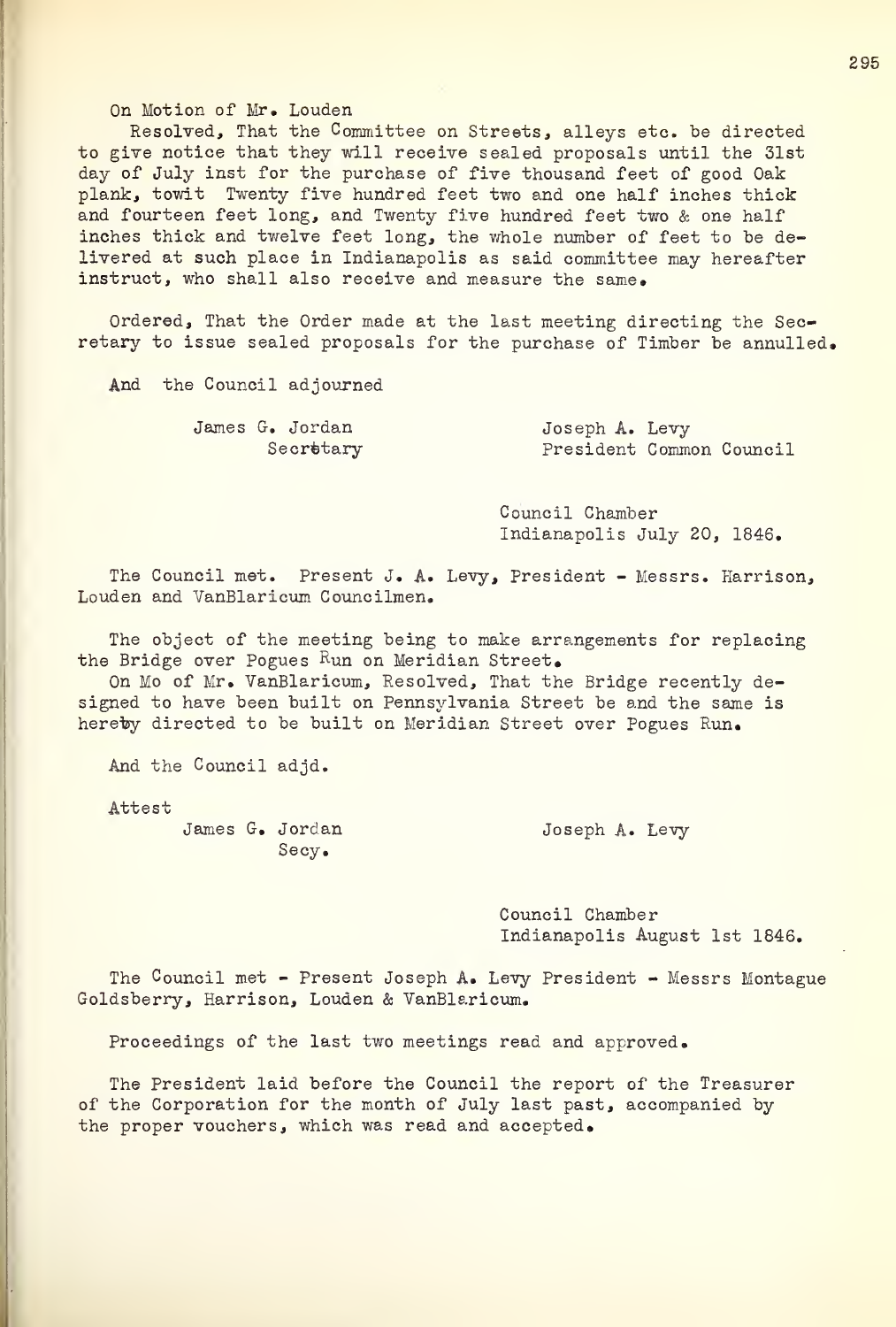On Motion of Mr. Louden

Resolved, That the Committee on Streets, alleys etc. be directed to give notice that they will receive sealed proposals until the 31st day of July inst for the purchase of five thousand feet of good Oak plank, towit Twenty five hundred feet two and one half inches thick and fourteen feet long, and Twenty five hundred feet two & one half inches thick and twelve feet long, the whole number of feet to be delivered at such place in Indianapolis as said committee may hereafter instruct, who shall also receive and measure the same.

Ordered, That the Order made at the last meeting directing the Secretary to issue sealed proposals for the purchase of Timber be annulled.

And the Council adjourned

James G. Jordan
Secretary

Joseph A. Levy
President Common Council

Council Chamber
Indianapolis July 20, 1846.

The Council met. Present J. A. Levy, President - Messrs. Harrison, Louden and VanBlaricum Councilmen.

The object of the meeting being to make arrangements for replacing the Bridge over Pogues Run on Meridian Street.

On Mo of Mr. VanBlaricum, Resolved, That the Bridge recently designed to have been built on Pennsylvania Street be and the same is hereby directed to be built on Meridian Street over Pogues Run.

And the Council adjd.

Attest

James G. Jordan
Secy.

Joseph A. Levy

Council Chamber
Indianapolis August 1st 1846.

The Council met - Present Joseph A. Levy President - Messrs Montague Goldsberry, Harrison, Louden & VanBlaricum.

Proceedings of the last two meetings read and approved.

The President laid before the Council the report of the Treasurer of the Corporation for the month of July last past, accompanied by the proper vouchers, which was read and accepted.